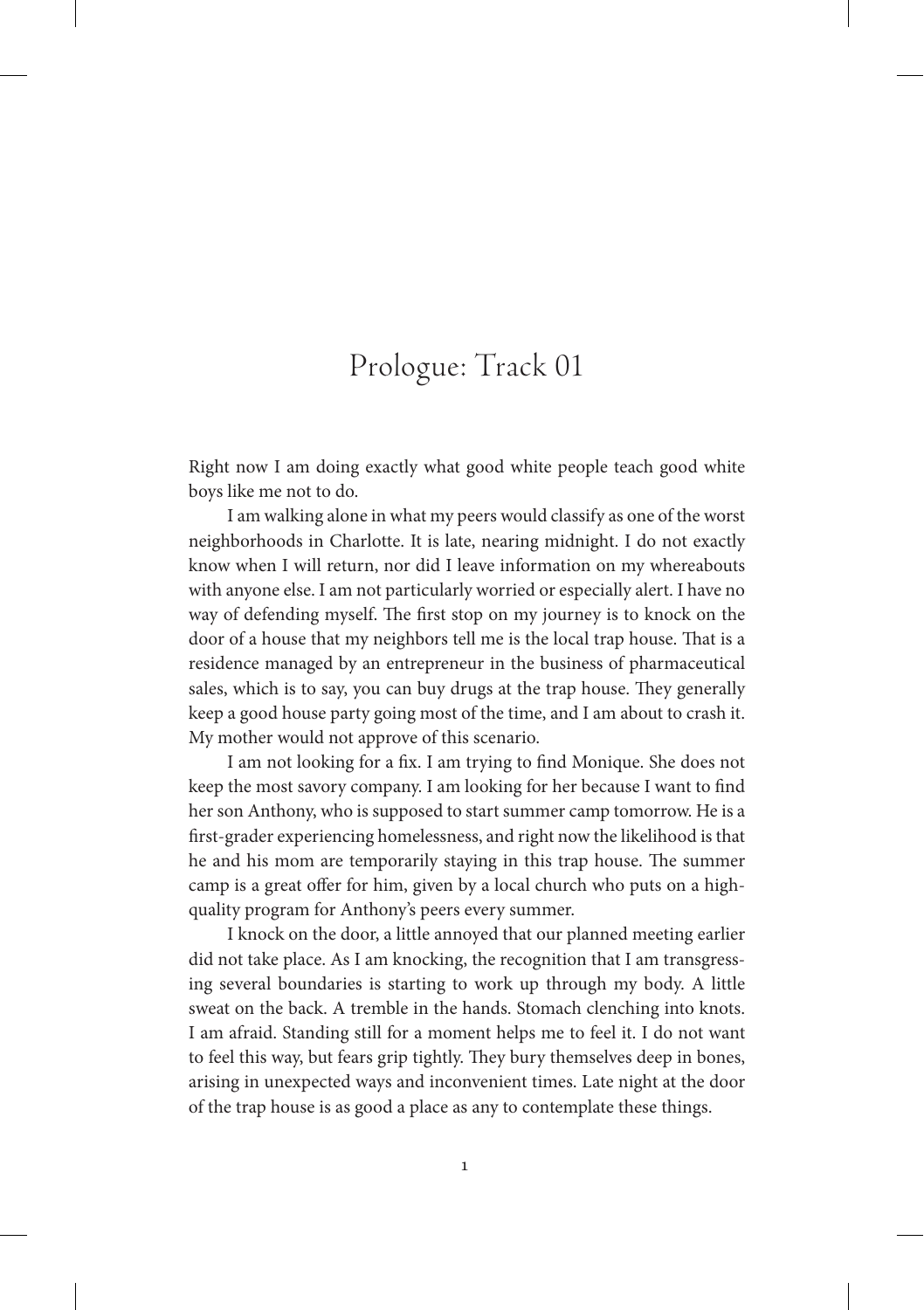# Prologue: Track 01

Right now I am doing exactly what good white people teach good white boys like me not to do.

I am walking alone in what my peers would classify as one of the worst neighborhoods in Charlotte. It is late, nearing midnight. I do not exactly know when I will return, nor did I leave information on my whereabouts with anyone else. I am not particularly worried or especially alert. I have no way of defending myself. The first stop on my journey is to knock on the door of a house that my neighbors tell me is the local trap house. That is a residence managed by an entrepreneur in the business of pharmaceutical sales, which is to say, you can buy drugs at the trap house. They generally keep a good house party going most of the time, and I am about to crash it. My mother would not approve of this scenario.

I am not looking for a fix. I am trying to find Monique. She does not keep the most savory company. I am looking for her because I want to find her son Anthony, who is supposed to start summer camp tomorrow. He is a first-grader experiencing homelessness, and right now the likelihood is that he and his mom are temporarily staying in this trap house. The summer camp is a great offer for him, given by a local church who puts on a high-quality program for Anthony's peers every summer.

I knock on the door, a little annoyed that our planned meeting earlier did not take place. As I am knocking, the recognition that I am transgressing several boundaries is starting to work up through my body. A little sweat on the back. A tremble in the hands. Stomach clenching into knots. I am afraid. Standing still for a moment helps me to feel it. I do not want to feel this way, but fears grip tightly. They bury themselves deep in bones, arising in unexpected ways and inconvenient times. Late night at the door of the trap house is as good a place as any to contemplate these things.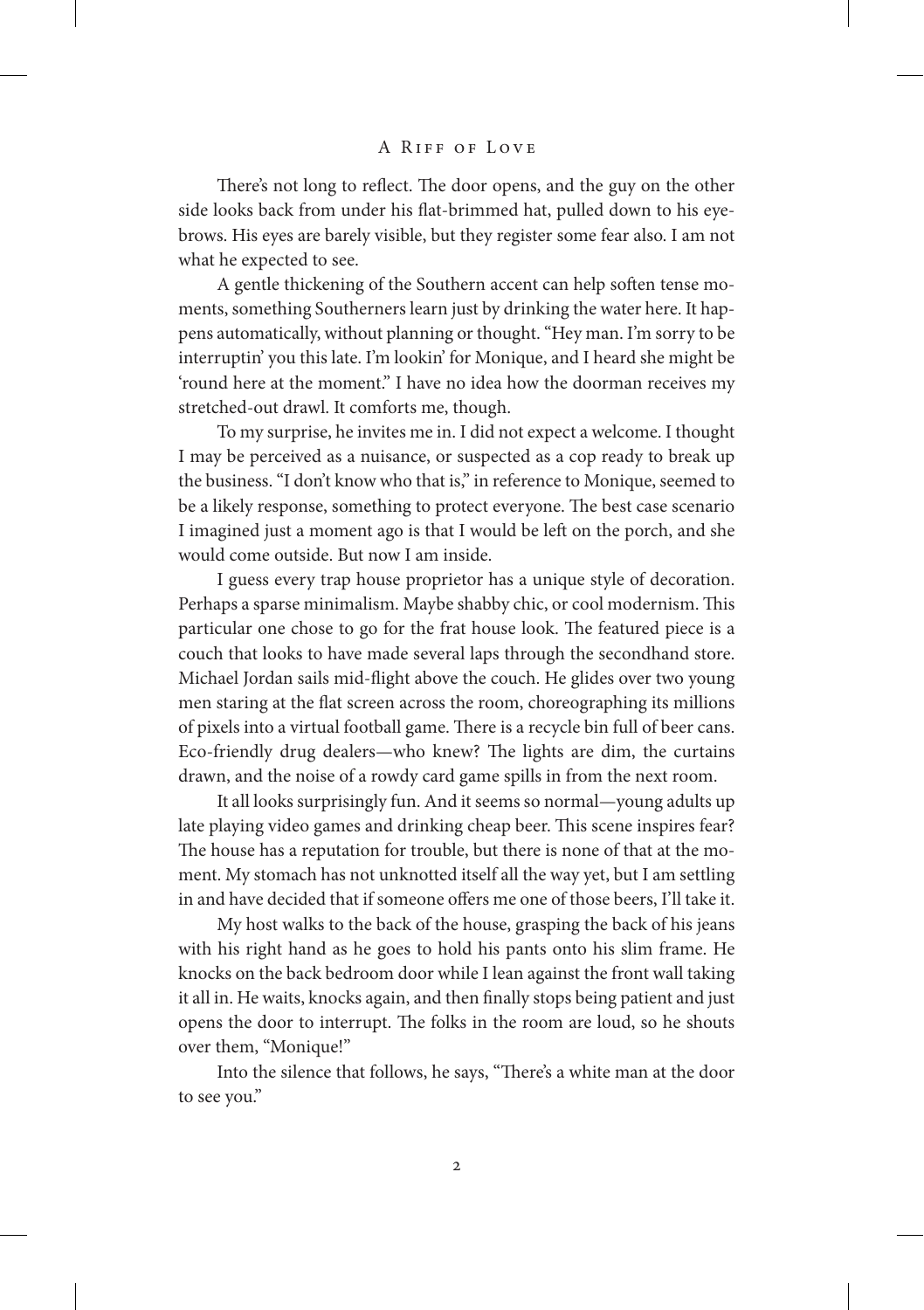There's not long to reflect. The door opens, and the guy on the other side looks back from under his flat-brimmed hat, pulled down to his eyebrows. His eyes are barely visible, but they register some fear also. I am not what he expected to see.

A gentle thickening of the Southern accent can help soften tense moments, something Southerners learn just by drinking the water here. It happens automatically, without planning or thought. "Hey man. I'm sorry to be interruptin' you this late. I'm lookin' for Monique, and I heard she might be 'round here at the moment." I have no idea how the doorman receives my stretched-out drawl. It comforts me, though.

To my surprise, he invites me in. I did not expect a welcome. I thought I may be perceived as a nuisance, or suspected as a cop ready to break up the business. "I don't know who that is," in reference to Monique, seemed to be a likely response, something to protect everyone. The best case scenario I imagined just a moment ago is that I would be left on the porch, and she would come outside. But now I am inside.

I guess every trap house proprietor has a unique style of decoration. Perhaps a sparse minimalism. Maybe shabby chic, or cool modernism. This particular one chose to go for the frat house look. The featured piece is a couch that looks to have made several laps through the secondhand store. Michael Jordan sails mid-flight above the couch. He glides over two young men staring at the flat screen across the room, choreographing its millions of pixels into a virtual football game. There is a recycle bin full of beer cans. Eco-friendly drug dealers—who knew? The lights are dim, the curtains drawn, and the noise of a rowdy card game spills in from the next room.

It all looks surprisingly fun. And it seems so normal—young adults up late playing video games and drinking cheap beer. This scene inspires fear? The house has a reputation for trouble, but there is none of that at the moment. My stomach has not unknotted itself all the way yet, but I am settling in and have decided that if someone offers me one of those beers, I'll take it.

My host walks to the back of the house, grasping the back of his jeans with his right hand as he goes to hold his pants onto his slim frame. He knocks on the back bedroom door while I lean against the front wall taking it all in. He waits, knocks again, and then finally stops being patient and just opens the door to interrupt. The folks in the room are loud, so he shouts over them, "Monique!"

Into the silence that follows, he says, "There's a white man at the door to see you."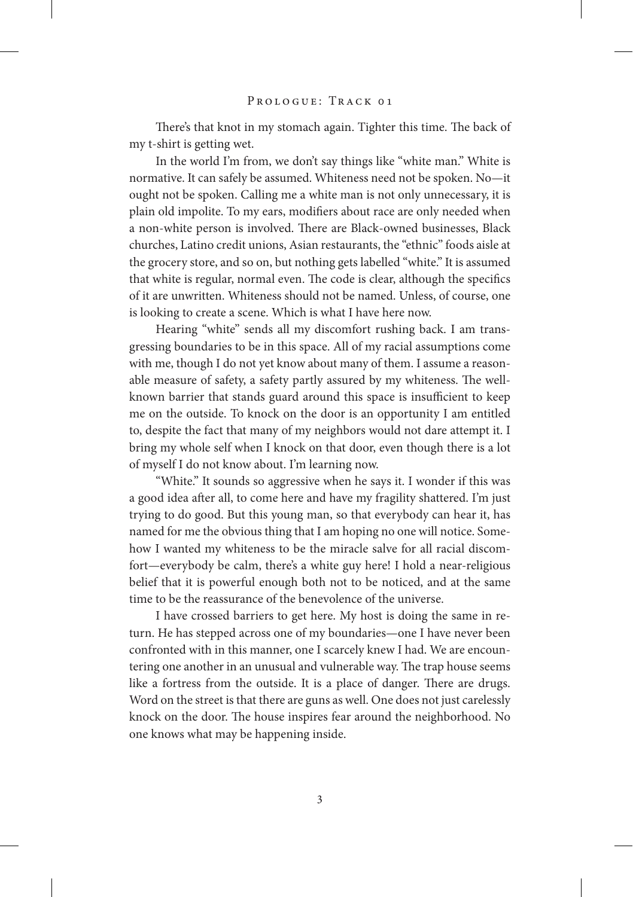There's that knot in my stomach again. Tighter this time. The back of my t-shirt is getting wet.

In the world I'm from, we don't say things like "white man." White is normative. It can safely be assumed. Whiteness need not be spoken. No—it ought not be spoken. Calling me a white man is not only unnecessary, it is plain old impolite. To my ears, modifiers about race are only needed when a non-white person is involved. There are Black-owned businesses, Black churches, Latino credit unions, Asian restaurants, the "ethnic" foods aisle at the grocery store, and so on, but nothing gets labelled "white." It is assumed that white is regular, normal even. The code is clear, although the specifics of it are unwritten. Whiteness should not be named. Unless, of course, one is looking to create a scene. Which is what I have here now.

Hearing "white" sends all my discomfort rushing back. I am transgressing boundaries to be in this space. All of my racial assumptions come with me, though I do not yet know about many of them. I assume a reasonable measure of safety, a safety partly assured by my whiteness. The well-known barrier that stands guard around this space is insufficient to keep me on the outside. To knock on the door is an opportunity I am entitled to, despite the fact that many of my neighbors would not dare attempt it. I bring my whole self when I knock on that door, even though there is a lot of myself I do not know about. I'm learning now.

"White." It sounds so aggressive when he says it. I wonder if this was a good idea after all, to come here and have my fragility shattered. I'm just trying to do good. But this young man, so that everybody can hear it, has named for me the obvious thing that I am hoping no one will notice. Somehow I wanted my whiteness to be the miracle salve for all racial discomfort—everybody be calm, there's a white guy here! I hold a near-religious belief that it is powerful enough both not to be noticed, and at the same time to be the reassurance of the benevolence of the universe.

I have crossed barriers to get here. My host is doing the same in return. He has stepped across one of my boundaries—one I have never been confronted with in this manner, one I scarcely knew I had. We are encountering one another in an unusual and vulnerable way. The trap house seems like a fortress from the outside. It is a place of danger. There are drugs. Word on the street is that there are guns as well. One does not just carelessly knock on the door. The house inspires fear around the neighborhood. No one knows what may be happening inside.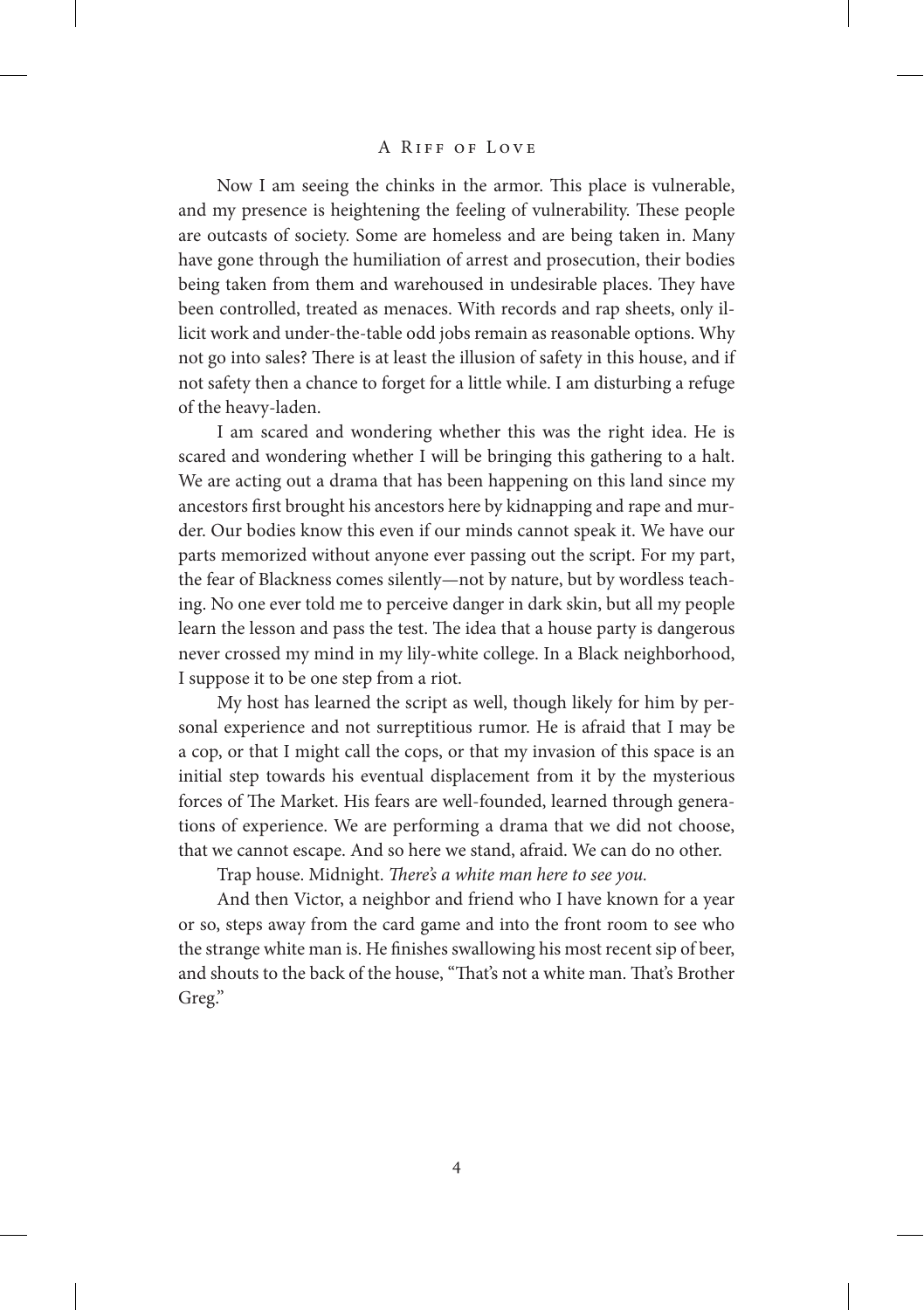Now I am seeing the chinks in the armor. This place is vulnerable, and my presence is heightening the feeling of vulnerability. These people are outcasts of society. Some are homeless and are being taken in. Many have gone through the humiliation of arrest and prosecution, their bodies being taken from them and warehoused in undesirable places. They have been controlled, treated as menaces. With records and rap sheets, only illicit work and under-the-table odd jobs remain as reasonable options. Why not go into sales? There is at least the illusion of safety in this house, and if not safety then a chance to forget for a little while. I am disturbing a refuge of the heavy-laden.

I am scared and wondering whether this was the right idea. He is scared and wondering whether I will be bringing this gathering to a halt. We are acting out a drama that has been happening on this land since my ancestors first brought his ancestors here by kidnapping and rape and murder. Our bodies know this even if our minds cannot speak it. We have our parts memorized without anyone ever passing out the script. For my part, the fear of Blackness comes silently—not by nature, but by wordless teaching. No one ever told me to perceive danger in dark skin, but all my people learn the lesson and pass the test. The idea that a house party is dangerous never crossed my mind in my lily-white college. In a Black neighborhood, I suppose it to be one step from a riot.

My host has learned the script as well, though likely for him by personal experience and not surreptitious rumor. He is afraid that I may be a cop, or that I might call the cops, or that my invasion of this space is an initial step towards his eventual displacement from it by the mysterious forces of The Market. His fears are well-founded, learned through generations of experience. We are performing a drama that we did not choose, that we cannot escape. And so here we stand, afraid. We can do no other.

Trap house. Midnight. *There's a white man here to see you.*

And then Victor, a neighbor and friend who I have known for a year or so, steps away from the card game and into the front room to see who the strange white man is. He finishes swallowing his most recent sip of beer, and shouts to the back of the house, "That's not a white man. That's Brother Greg."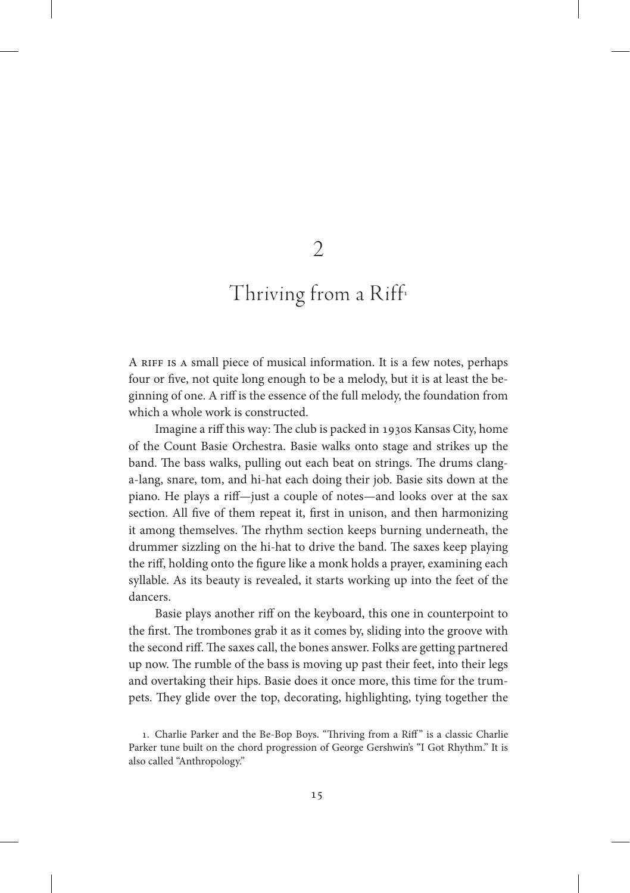# 2

# Thriving from a Riff[1]

A RIFF IS A small piece of musical information. It is a few notes, perhaps four or five, not quite long enough to be a melody, but it is at least the beginning of one. A riff is the essence of the full melody, the foundation from which a whole work is constructed.

Imagine a riff this way: The club is packed in 1930s Kansas City, home of the Count Basie Orchestra. Basie walks onto stage and strikes up the band. The bass walks, pulling out each beat on strings. The drums clang-a-lang, snare, tom, and hi-hat each doing their job. Basie sits down at the piano. He plays a riff—just a couple of notes—and looks over at the sax section. All five of them repeat it, first in unison, and then harmonizing it among themselves. The rhythm section keeps burning underneath, the drummer sizzling on the hi-hat to drive the band. The saxes keep playing the riff, holding onto the figure like a monk holds a prayer, examining each syllable. As its beauty is revealed, it starts working up into the feet of the dancers.

Basie plays another riff on the keyboard, this one in counterpoint to the first. The trombones grab it as it comes by, sliding into the groove with the second riff. The saxes call, the bones answer. Folks are getting partnered up now. The rumble of the bass is moving up past their feet, into their legs and overtaking their hips. Basie does it once more, this time for the trumpets. They glide over the top, decorating, highlighting, tying together the

1. Charlie Parker and the Be-Bop Boys. "Thriving from a Riff" is a classic Charlie Parker tune built on the chord progression of George Gershwin's "I Got Rhythm." It is also called "Anthropology."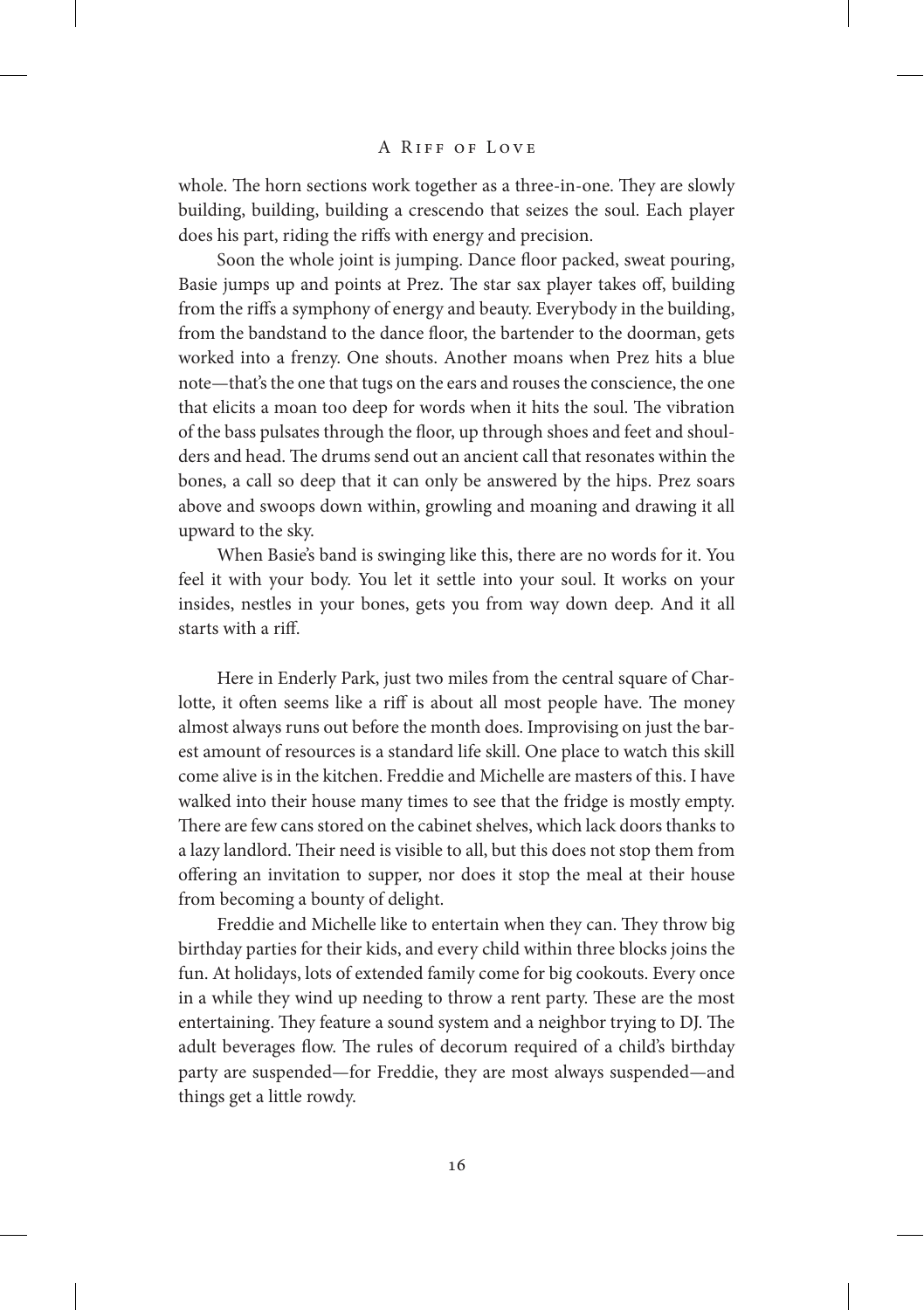whole. The horn sections work together as a three-in-one. They are slowly building, building, building a crescendo that seizes the soul. Each player does his part, riding the riffs with energy and precision.

Soon the whole joint is jumping. Dance floor packed, sweat pouring, Basie jumps up and points at Prez. The star sax player takes off, building from the riffs a symphony of energy and beauty. Everybody in the building, from the bandstand to the dance floor, the bartender to the doorman, gets worked into a frenzy. One shouts. Another moans when Prez hits a blue note—that's the one that tugs on the ears and rouses the conscience, the one that elicits a moan too deep for words when it hits the soul. The vibration of the bass pulsates through the floor, up through shoes and feet and shoulders and head. The drums send out an ancient call that resonates within the bones, a call so deep that it can only be answered by the hips. Prez soars above and swoops down within, growling and moaning and drawing it all upward to the sky.

When Basie's band is swinging like this, there are no words for it. You feel it with your body. You let it settle into your soul. It works on your insides, nestles in your bones, gets you from way down deep. And it all starts with a riff.

Here in Enderly Park, just two miles from the central square of Charlotte, it often seems like a riff is about all most people have. The money almost always runs out before the month does. Improvising on just the barest amount of resources is a standard life skill. One place to watch this skill come alive is in the kitchen. Freddie and Michelle are masters of this. I have walked into their house many times to see that the fridge is mostly empty. There are few cans stored on the cabinet shelves, which lack doors thanks to a lazy landlord. Their need is visible to all, but this does not stop them from offering an invitation to supper, nor does it stop the meal at their house from becoming a bounty of delight.

Freddie and Michelle like to entertain when they can. They throw big birthday parties for their kids, and every child within three blocks joins the fun. At holidays, lots of extended family come for big cookouts. Every once in a while they wind up needing to throw a rent party. These are the most entertaining. They feature a sound system and a neighbor trying to DJ. The adult beverages flow. The rules of decorum required of a child's birthday party are suspended—for Freddie, they are most always suspended—and things get a little rowdy.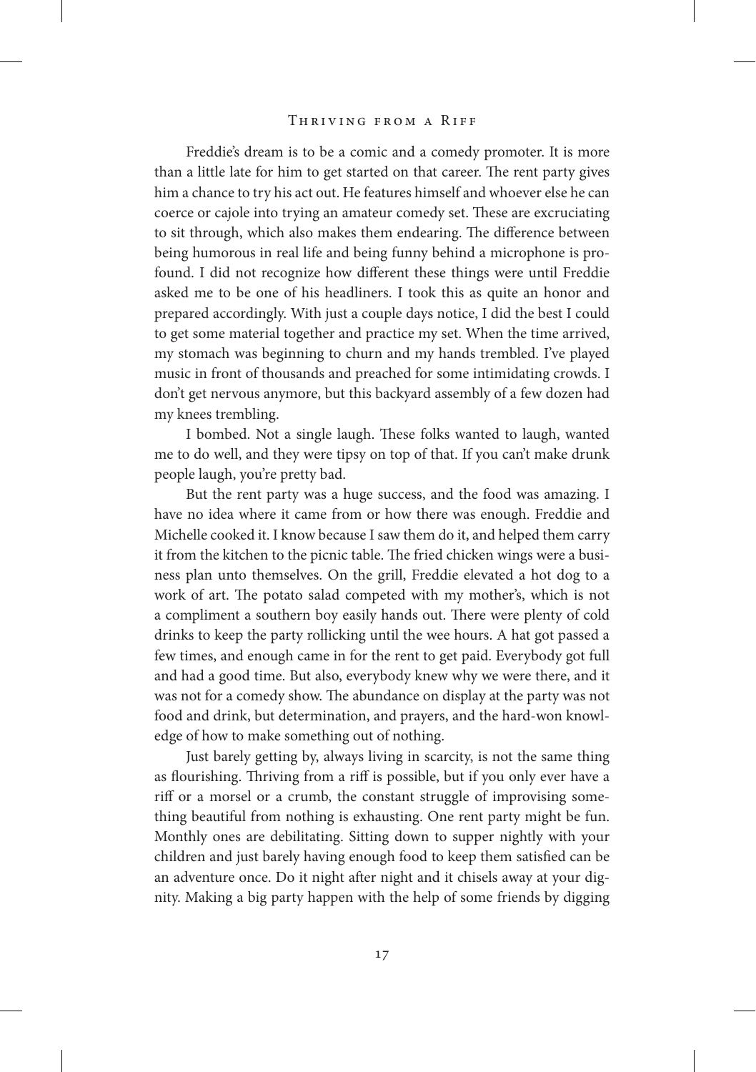Freddie's dream is to be a comic and a comedy promoter. It is more than a little late for him to get started on that career. The rent party gives him a chance to try his act out. He features himself and whoever else he can coerce or cajole into trying an amateur comedy set. These are excruciating to sit through, which also makes them endearing. The difference between being humorous in real life and being funny behind a microphone is profound. I did not recognize how different these things were until Freddie asked me to be one of his headliners. I took this as quite an honor and prepared accordingly. With just a couple days notice, I did the best I could to get some material together and practice my set. When the time arrived, my stomach was beginning to churn and my hands trembled. I've played music in front of thousands and preached for some intimidating crowds. I don't get nervous anymore, but this backyard assembly of a few dozen had my knees trembling.

I bombed. Not a single laugh. These folks wanted to laugh, wanted me to do well, and they were tipsy on top of that. If you can't make drunk people laugh, you're pretty bad.

But the rent party was a huge success, and the food was amazing. I have no idea where it came from or how there was enough. Freddie and Michelle cooked it. I know because I saw them do it, and helped them carry it from the kitchen to the picnic table. The fried chicken wings were a business plan unto themselves. On the grill, Freddie elevated a hot dog to a work of art. The potato salad competed with my mother's, which is not a compliment a southern boy easily hands out. There were plenty of cold drinks to keep the party rollicking until the wee hours. A hat got passed a few times, and enough came in for the rent to get paid. Everybody got full and had a good time. But also, everybody knew why we were there, and it was not for a comedy show. The abundance on display at the party was not food and drink, but determination, and prayers, and the hard-won knowledge of how to make something out of nothing.

Just barely getting by, always living in scarcity, is not the same thing as flourishing. Thriving from a riff is possible, but if you only ever have a riff or a morsel or a crumb, the constant struggle of improvising something beautiful from nothing is exhausting. One rent party might be fun. Monthly ones are debilitating. Sitting down to supper nightly with your children and just barely having enough food to keep them satisfied can be an adventure once. Do it night after night and it chisels away at your dignity. Making a big party happen with the help of some friends by digging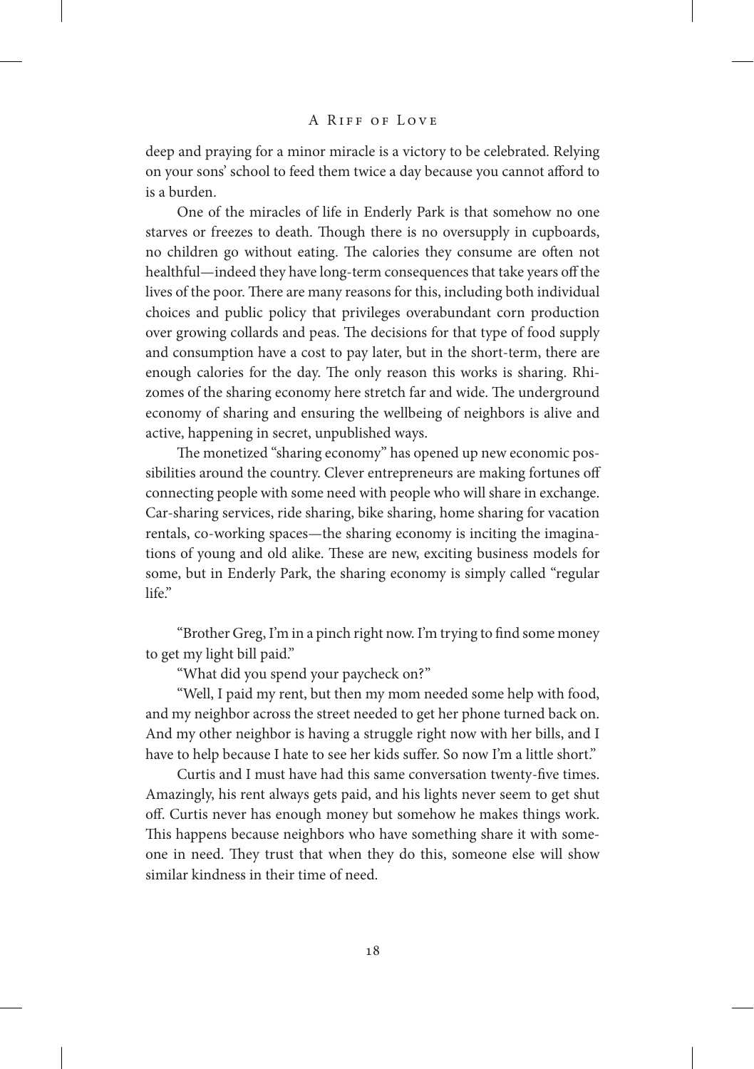deep and praying for a minor miracle is a victory to be celebrated. Relying on your sons' school to feed them twice a day because you cannot afford to is a burden.

One of the miracles of life in Enderly Park is that somehow no one starves or freezes to death. Though there is no oversupply in cupboards, no children go without eating. The calories they consume are often not healthful—indeed they have long-term consequences that take years off the lives of the poor. There are many reasons for this, including both individual choices and public policy that privileges overabundant corn production over growing collards and peas. The decisions for that type of food supply and consumption have a cost to pay later, but in the short-term, there are enough calories for the day. The only reason this works is sharing. Rhizomes of the sharing economy here stretch far and wide. The underground economy of sharing and ensuring the wellbeing of neighbors is alive and active, happening in secret, unpublished ways.

The monetized "sharing economy" has opened up new economic possibilities around the country. Clever entrepreneurs are making fortunes off connecting people with some need with people who will share in exchange. Car-sharing services, ride sharing, bike sharing, home sharing for vacation rentals, co-working spaces—the sharing economy is inciting the imaginations of young and old alike. These are new, exciting business models for some, but in Enderly Park, the sharing economy is simply called "regular life."

"Brother Greg, I'm in a pinch right now. I'm trying to find some money to get my light bill paid."

"What did you spend your paycheck on?"

"Well, I paid my rent, but then my mom needed some help with food, and my neighbor across the street needed to get her phone turned back on. And my other neighbor is having a struggle right now with her bills, and I have to help because I hate to see her kids suffer. So now I'm a little short."

Curtis and I must have had this same conversation twenty-five times. Amazingly, his rent always gets paid, and his lights never seem to get shut off. Curtis never has enough money but somehow he makes things work. This happens because neighbors who have something share it with someone in need. They trust that when they do this, someone else will show similar kindness in their time of need.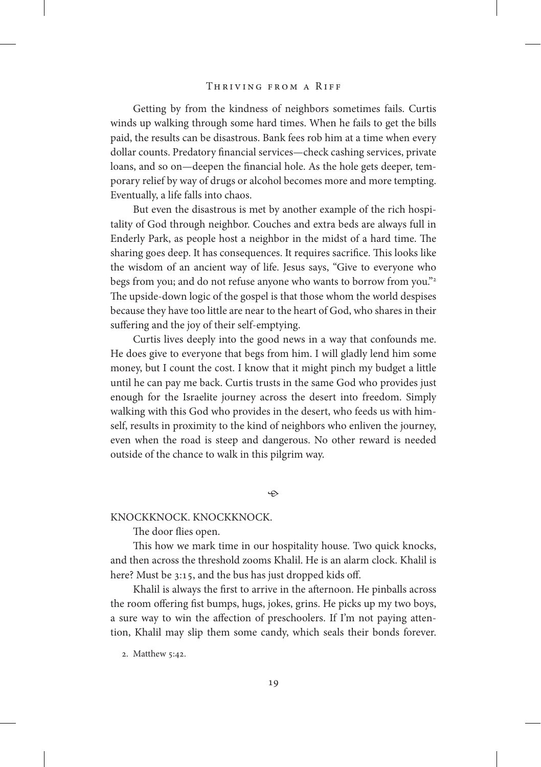Getting by from the kindness of neighbors sometimes fails. Curtis winds up walking through some hard times. When he fails to get the bills paid, the results can be disastrous. Bank fees rob him at a time when every dollar counts. Predatory financial services—check cashing services, private loans, and so on—deepen the financial hole. As the hole gets deeper, temporary relief by way of drugs or alcohol becomes more and more tempting. Eventually, a life falls into chaos.

But even the disastrous is met by another example of the rich hospitality of God through neighbor. Couches and extra beds are always full in Enderly Park, as people host a neighbor in the midst of a hard time. The sharing goes deep. It has consequences. It requires sacrifice. This looks like the wisdom of an ancient way of life. Jesus says, "Give to everyone who begs from you; and do not refuse anyone who wants to borrow from you."[2] The upside-down logic of the gospel is that those whom the world despises because they have too little are near to the heart of God, who shares in their suffering and the joy of their self-emptying.

Curtis lives deeply into the good news in a way that confounds me. He does give to everyone that begs from him. I will gladly lend him some money, but I count the cost. I know that it might pinch my budget a little until he can pay me back. Curtis trusts in the same God who provides just enough for the Israelite journey across the desert into freedom. Simply walking with this God who provides in the desert, who feeds us with himself, results in proximity to the kind of neighbors who enliven the journey, even when the road is steep and dangerous. No other reward is needed outside of the chance to walk in this pilgrim way.

---

KNOCKKNOCK. KNOCKKNOCK.

The door flies open.

This how we mark time in our hospitality house. Two quick knocks, and then across the threshold zooms Khalil. He is an alarm clock. Khalil is here? Must be 3:15, and the bus has just dropped kids off.

Khalil is always the first to arrive in the afternoon. He pinballs across the room offering fist bumps, hugs, jokes, grins. He picks up my two boys, a sure way to win the affection of preschoolers. If I'm not paying attention, Khalil may slip them some candy, which seals their bonds forever.

2. Matthew 5:42.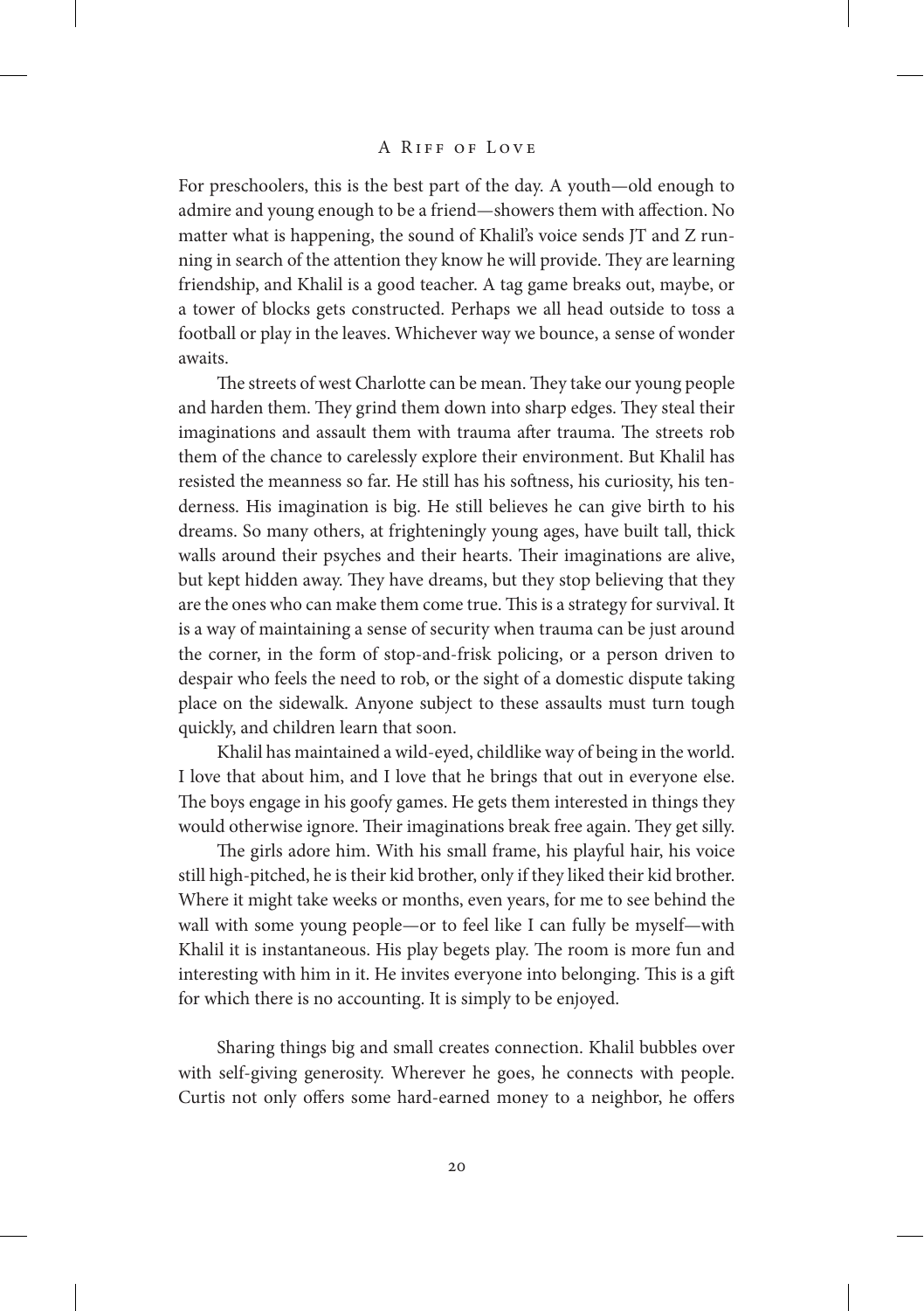For preschoolers, this is the best part of the day. A youth—old enough to admire and young enough to be a friend—showers them with affection. No matter what is happening, the sound of Khalil's voice sends JT and Z running in search of the attention they know he will provide. They are learning friendship, and Khalil is a good teacher. A tag game breaks out, maybe, or a tower of blocks gets constructed. Perhaps we all head outside to toss a football or play in the leaves. Whichever way we bounce, a sense of wonder awaits.

The streets of west Charlotte can be mean. They take our young people and harden them. They grind them down into sharp edges. They steal their imaginations and assault them with trauma after trauma. The streets rob them of the chance to carelessly explore their environment. But Khalil has resisted the meanness so far. He still has his softness, his curiosity, his tenderness. His imagination is big. He still believes he can give birth to his dreams. So many others, at frighteningly young ages, have built tall, thick walls around their psyches and their hearts. Their imaginations are alive, but kept hidden away. They have dreams, but they stop believing that they are the ones who can make them come true. This is a strategy for survival. It is a way of maintaining a sense of security when trauma can be just around the corner, in the form of stop-and-frisk policing, or a person driven to despair who feels the need to rob, or the sight of a domestic dispute taking place on the sidewalk. Anyone subject to these assaults must turn tough quickly, and children learn that soon.

Khalil has maintained a wild-eyed, childlike way of being in the world. I love that about him, and I love that he brings that out in everyone else. The boys engage in his goofy games. He gets them interested in things they would otherwise ignore. Their imaginations break free again. They get silly.

The girls adore him. With his small frame, his playful hair, his voice still high-pitched, he is their kid brother, only if they liked their kid brother. Where it might take weeks or months, even years, for me to see behind the wall with some young people—or to feel like I can fully be myself—with Khalil it is instantaneous. His play begets play. The room is more fun and interesting with him in it. He invites everyone into belonging. This is a gift for which there is no accounting. It is simply to be enjoyed.

Sharing things big and small creates connection. Khalil bubbles over with self-giving generosity. Wherever he goes, he connects with people. Curtis not only offers some hard-earned money to a neighbor, he offers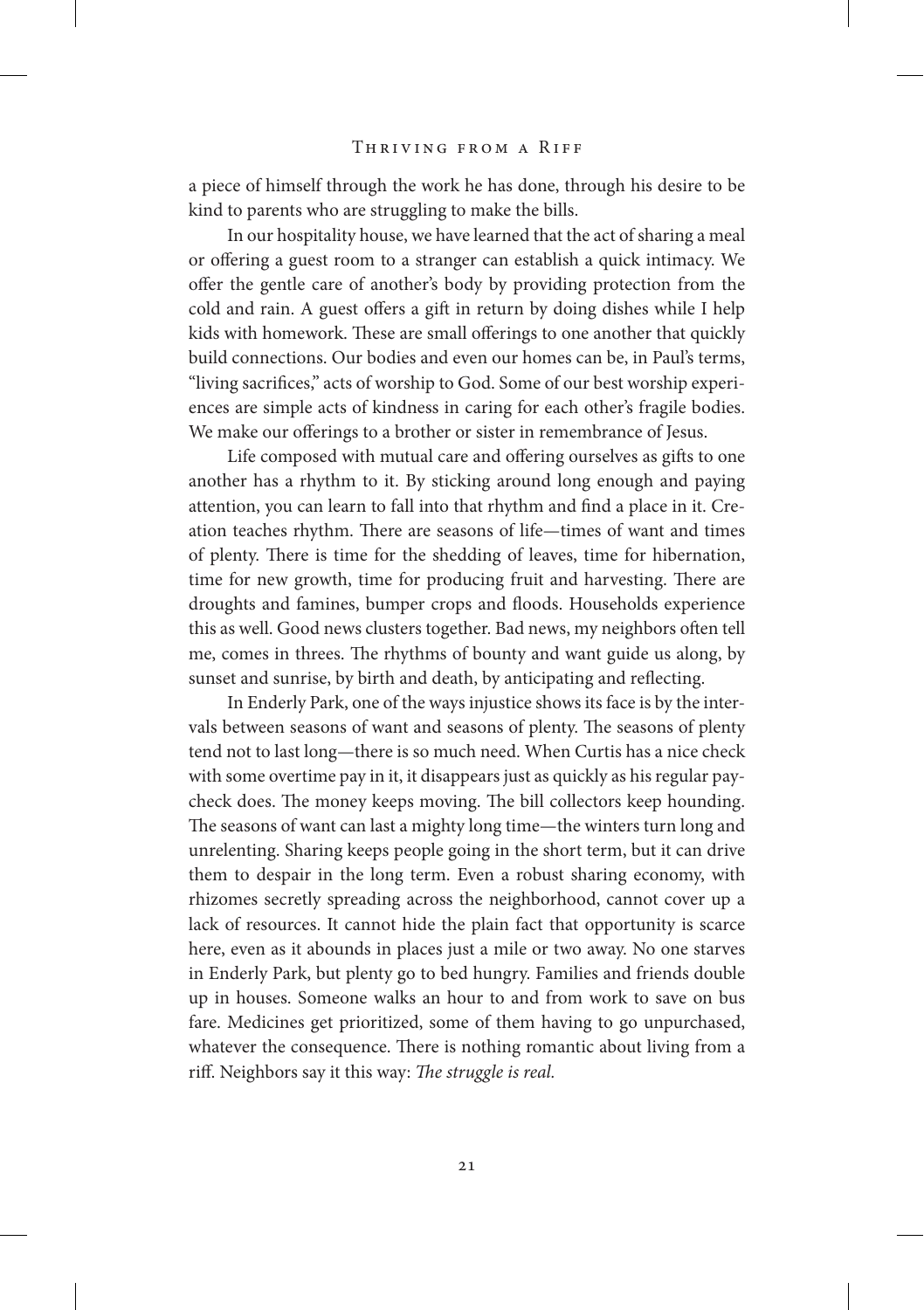a piece of himself through the work he has done, through his desire to be kind to parents who are struggling to make the bills.

In our hospitality house, we have learned that the act of sharing a meal or offering a guest room to a stranger can establish a quick intimacy. We offer the gentle care of another's body by providing protection from the cold and rain. A guest offers a gift in return by doing dishes while I help kids with homework. These are small offerings to one another that quickly build connections. Our bodies and even our homes can be, in Paul's terms, "living sacrifices," acts of worship to God. Some of our best worship experiences are simple acts of kindness in caring for each other's fragile bodies. We make our offerings to a brother or sister in remembrance of Jesus.

Life composed with mutual care and offering ourselves as gifts to one another has a rhythm to it. By sticking around long enough and paying attention, you can learn to fall into that rhythm and find a place in it. Creation teaches rhythm. There are seasons of life—times of want and times of plenty. There is time for the shedding of leaves, time for hibernation, time for new growth, time for producing fruit and harvesting. There are droughts and famines, bumper crops and floods. Households experience this as well. Good news clusters together. Bad news, my neighbors often tell me, comes in threes. The rhythms of bounty and want guide us along, by sunset and sunrise, by birth and death, by anticipating and reflecting.

In Enderly Park, one of the ways injustice shows its face is by the intervals between seasons of want and seasons of plenty. The seasons of plenty tend not to last long—there is so much need. When Curtis has a nice check with some overtime pay in it, it disappears just as quickly as his regular paycheck does. The money keeps moving. The bill collectors keep hounding. The seasons of want can last a mighty long time—the winters turn long and unrelenting. Sharing keeps people going in the short term, but it can drive them to despair in the long term. Even a robust sharing economy, with rhizomes secretly spreading across the neighborhood, cannot cover up a lack of resources. It cannot hide the plain fact that opportunity is scarce here, even as it abounds in places just a mile or two away. No one starves in Enderly Park, but plenty go to bed hungry. Families and friends double up in houses. Someone walks an hour to and from work to save on bus fare. Medicines get prioritized, some of them having to go unpurchased, whatever the consequence. There is nothing romantic about living from a riff. Neighbors say it this way: *The struggle is real.*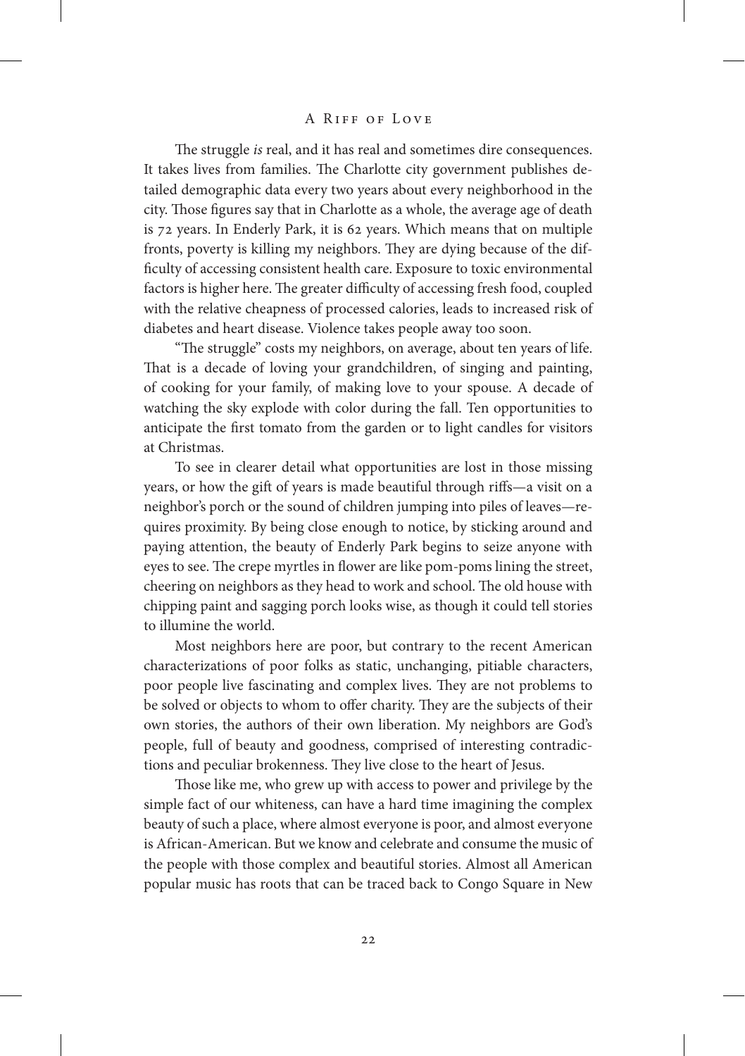The struggle *is* real, and it has real and sometimes dire consequences. It takes lives from families. The Charlotte city government publishes detailed demographic data every two years about every neighborhood in the city. Those figures say that in Charlotte as a whole, the average age of death is 72 years. In Enderly Park, it is 62 years. Which means that on multiple fronts, poverty is killing my neighbors. They are dying because of the difficulty of accessing consistent health care. Exposure to toxic environmental factors is higher here. The greater difficulty of accessing fresh food, coupled with the relative cheapness of processed calories, leads to increased risk of diabetes and heart disease. Violence takes people away too soon.

"The struggle" costs my neighbors, on average, about ten years of life. That is a decade of loving your grandchildren, of singing and painting, of cooking for your family, of making love to your spouse. A decade of watching the sky explode with color during the fall. Ten opportunities to anticipate the first tomato from the garden or to light candles for visitors at Christmas.

To see in clearer detail what opportunities are lost in those missing years, or how the gift of years is made beautiful through riffs—a visit on a neighbor's porch or the sound of children jumping into piles of leaves—requires proximity. By being close enough to notice, by sticking around and paying attention, the beauty of Enderly Park begins to seize anyone with eyes to see. The crepe myrtles in flower are like pom-poms lining the street, cheering on neighbors as they head to work and school. The old house with chipping paint and sagging porch looks wise, as though it could tell stories to illumine the world.

Most neighbors here are poor, but contrary to the recent American characterizations of poor folks as static, unchanging, pitiable characters, poor people live fascinating and complex lives. They are not problems to be solved or objects to whom to offer charity. They are the subjects of their own stories, the authors of their own liberation. My neighbors are God's people, full of beauty and goodness, comprised of interesting contradictions and peculiar brokenness. They live close to the heart of Jesus.

Those like me, who grew up with access to power and privilege by the simple fact of our whiteness, can have a hard time imagining the complex beauty of such a place, where almost everyone is poor, and almost everyone is African-American. But we know and celebrate and consume the music of the people with those complex and beautiful stories. Almost all American popular music has roots that can be traced back to Congo Square in New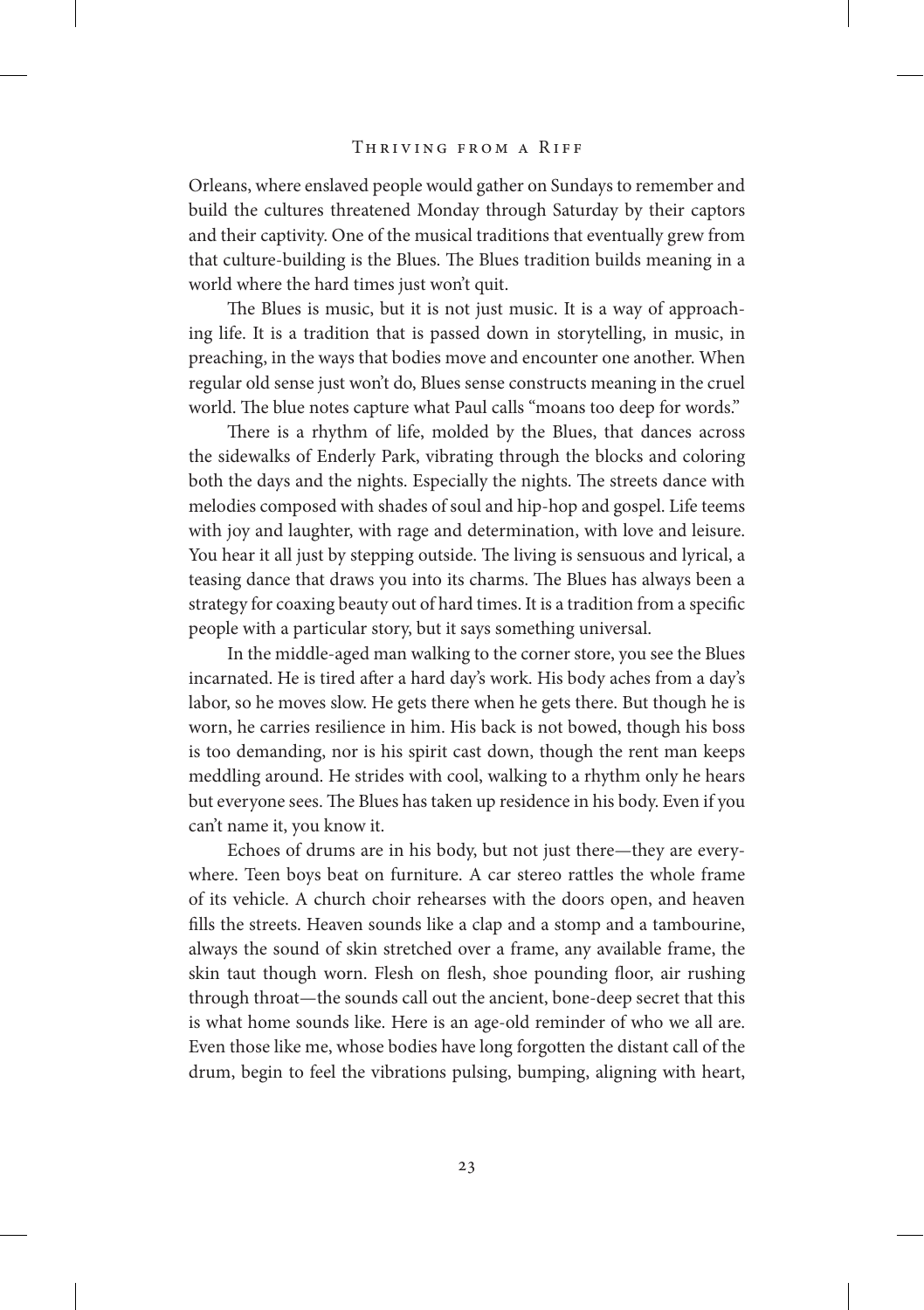Orleans, where enslaved people would gather on Sundays to remember and build the cultures threatened Monday through Saturday by their captors and their captivity. One of the musical traditions that eventually grew from that culture-building is the Blues. The Blues tradition builds meaning in a world where the hard times just won't quit.

The Blues is music, but it is not just music. It is a way of approaching life. It is a tradition that is passed down in storytelling, in music, in preaching, in the ways that bodies move and encounter one another. When regular old sense just won't do, Blues sense constructs meaning in the cruel world. The blue notes capture what Paul calls "moans too deep for words."

There is a rhythm of life, molded by the Blues, that dances across the sidewalks of Enderly Park, vibrating through the blocks and coloring both the days and the nights. Especially the nights. The streets dance with melodies composed with shades of soul and hip-hop and gospel. Life teems with joy and laughter, with rage and determination, with love and leisure. You hear it all just by stepping outside. The living is sensuous and lyrical, a teasing dance that draws you into its charms. The Blues has always been a strategy for coaxing beauty out of hard times. It is a tradition from a specific people with a particular story, but it says something universal.

In the middle-aged man walking to the corner store, you see the Blues incarnated. He is tired after a hard day's work. His body aches from a day's labor, so he moves slow. He gets there when he gets there. But though he is worn, he carries resilience in him. His back is not bowed, though his boss is too demanding, nor is his spirit cast down, though the rent man keeps meddling around. He strides with cool, walking to a rhythm only he hears but everyone sees. The Blues has taken up residence in his body. Even if you can't name it, you know it.

Echoes of drums are in his body, but not just there—they are everywhere. Teen boys beat on furniture. A car stereo rattles the whole frame of its vehicle. A church choir rehearses with the doors open, and heaven fills the streets. Heaven sounds like a clap and a stomp and a tambourine, always the sound of skin stretched over a frame, any available frame, the skin taut though worn. Flesh on flesh, shoe pounding floor, air rushing through throat—the sounds call out the ancient, bone-deep secret that this is what home sounds like. Here is an age-old reminder of who we all are. Even those like me, whose bodies have long forgotten the distant call of the drum, begin to feel the vibrations pulsing, bumping, aligning with heart,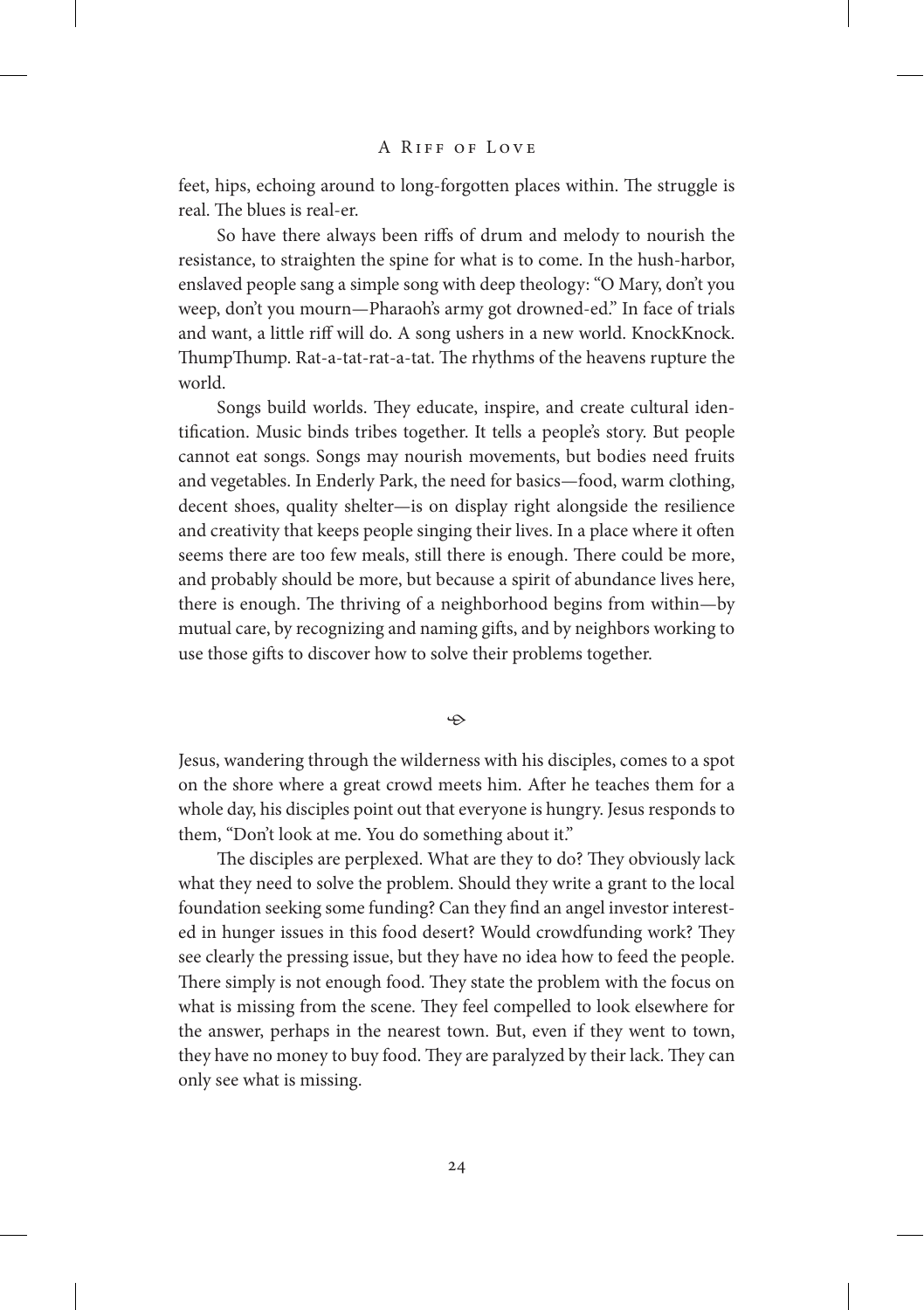feet, hips, echoing around to long-forgotten places within. The struggle is real. The blues is real-er.

So have there always been riffs of drum and melody to nourish the resistance, to straighten the spine for what is to come. In the hush-harbor, enslaved people sang a simple song with deep theology: "O Mary, don't you weep, don't you mourn—Pharaoh's army got drowned-ed." In face of trials and want, a little riff will do. A song ushers in a new world. KnockKnock. ThumpThump. Rat-a-tat-rat-a-tat. The rhythms of the heavens rupture the world.

Songs build worlds. They educate, inspire, and create cultural identification. Music binds tribes together. It tells a people's story. But people cannot eat songs. Songs may nourish movements, but bodies need fruits and vegetables. In Enderly Park, the need for basics—food, warm clothing, decent shoes, quality shelter—is on display right alongside the resilience and creativity that keeps people singing their lives. In a place where it often seems there are too few meals, still there is enough. There could be more, and probably should be more, but because a spirit of abundance lives here, there is enough. The thriving of a neighborhood begins from within—by mutual care, by recognizing and naming gifts, and by neighbors working to use those gifts to discover how to solve their problems together.

Jesus, wandering through the wilderness with his disciples, comes to a spot on the shore where a great crowd meets him. After he teaches them for a whole day, his disciples point out that everyone is hungry. Jesus responds to them, "Don't look at me. You do something about it."

The disciples are perplexed. What are they to do? They obviously lack what they need to solve the problem. Should they write a grant to the local foundation seeking some funding? Can they find an angel investor interested in hunger issues in this food desert? Would crowdfunding work? They see clearly the pressing issue, but they have no idea how to feed the people. There simply is not enough food. They state the problem with the focus on what is missing from the scene. They feel compelled to look elsewhere for the answer, perhaps in the nearest town. But, even if they went to town, they have no money to buy food. They are paralyzed by their lack. They can only see what is missing.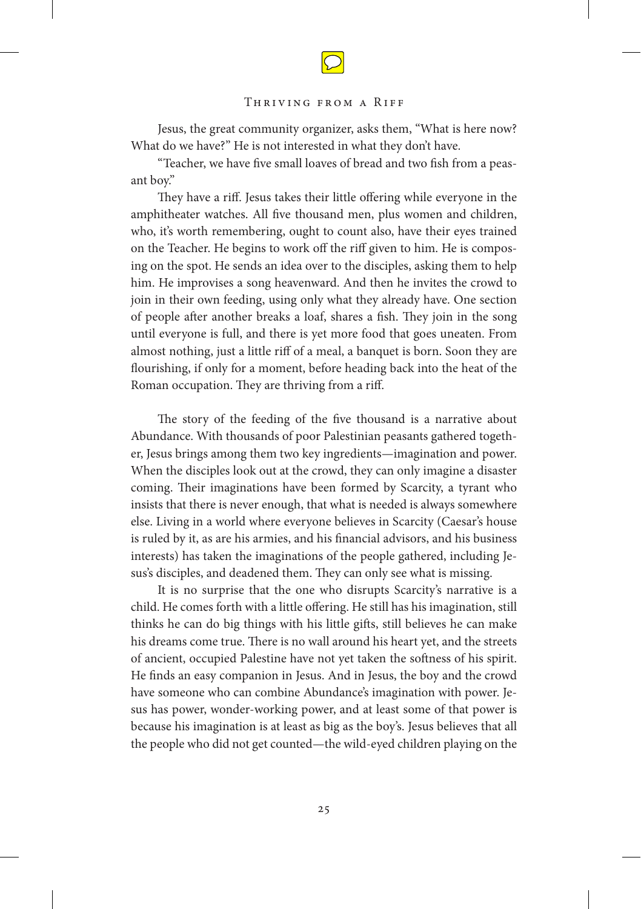### Thriving from a Riff

Jesus, the great community organizer, asks them, "What is here now? What do we have?" He is not interested in what they don't have.

"Teacher, we have five small loaves of bread and two fish from a peasant boy."

They have a riff. Jesus takes their little offering while everyone in the amphitheater watches. All five thousand men, plus women and children, who, it's worth remembering, ought to count also, have their eyes trained on the Teacher. He begins to work off the riff given to him. He is composing on the spot. He sends an idea over to the disciples, asking them to help him. He improvises a song heavenward. And then he invites the crowd to join in their own feeding, using only what they already have. One section of people after another breaks a loaf, shares a fish. They join in the song until everyone is full, and there is yet more food that goes uneaten. From almost nothing, just a little riff of a meal, a banquet is born. Soon they are flourishing, if only for a moment, before heading back into the heat of the Roman occupation. They are thriving from a riff.

The story of the feeding of the five thousand is a narrative about Abundance. With thousands of poor Palestinian peasants gathered together, Jesus brings among them two key ingredients—imagination and power. When the disciples look out at the crowd, they can only imagine a disaster coming. Their imaginations have been formed by Scarcity, a tyrant who insists that there is never enough, that what is needed is always somewhere else. Living in a world where everyone believes in Scarcity (Caesar's house is ruled by it, as are his armies, and his financial advisors, and his business interests) has taken the imaginations of the people gathered, including Jesus's disciples, and deadened them. They can only see what is missing.

It is no surprise that the one who disrupts Scarcity's narrative is a child. He comes forth with a little offering. He still has his imagination, still thinks he can do big things with his little gifts, still believes he can make his dreams come true. There is no wall around his heart yet, and the streets of ancient, occupied Palestine have not yet taken the softness of his spirit. He finds an easy companion in Jesus. And in Jesus, the boy and the crowd have someone who can combine Abundance's imagination with power. Jesus has power, wonder-working power, and at least some of that power is because his imagination is at least as big as the boy's. Jesus believes that all the people who did not get counted—the wild-eyed children playing on the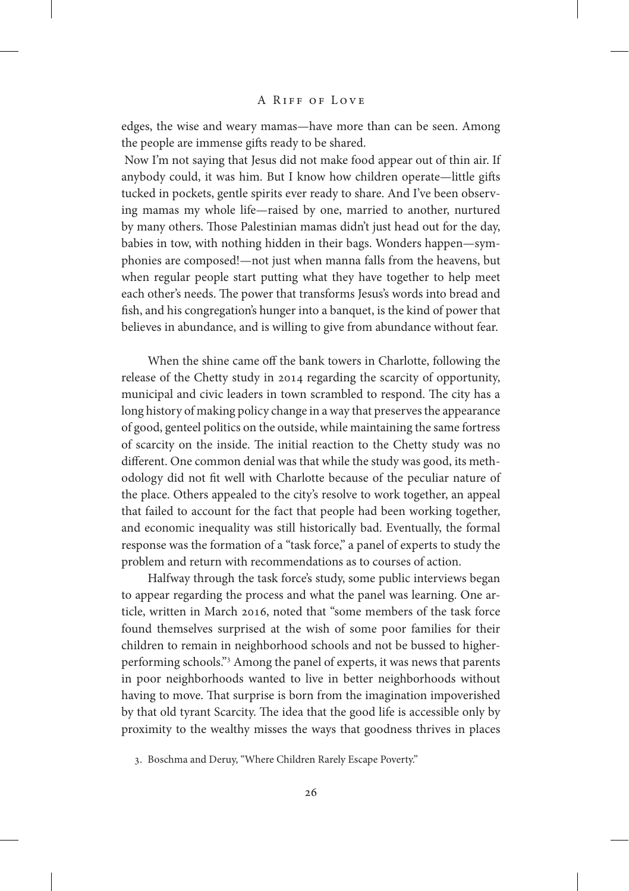edges, the wise and weary mamas—have more than can be seen. Among the people are immense gifts ready to be shared.

Now I'm not saying that Jesus did not make food appear out of thin air. If anybody could, it was him. But I know how children operate—little gifts tucked in pockets, gentle spirits ever ready to share. And I've been observing mamas my whole life—raised by one, married to another, nurtured by many others. Those Palestinian mamas didn't just head out for the day, babies in tow, with nothing hidden in their bags. Wonders happen—symphonies are composed!—not just when manna falls from the heavens, but when regular people start putting what they have together to help meet each other's needs. The power that transforms Jesus's words into bread and fish, and his congregation's hunger into a banquet, is the kind of power that believes in abundance, and is willing to give from abundance without fear.

When the shine came off the bank towers in Charlotte, following the release of the Chetty study in 2014 regarding the scarcity of opportunity, municipal and civic leaders in town scrambled to respond. The city has a long history of making policy change in a way that preserves the appearance of good, genteel politics on the outside, while maintaining the same fortress of scarcity on the inside. The initial reaction to the Chetty study was no different. One common denial was that while the study was good, its methodology did not fit well with Charlotte because of the peculiar nature of the place. Others appealed to the city's resolve to work together, an appeal that failed to account for the fact that people had been working together, and economic inequality was still historically bad. Eventually, the formal response was the formation of a "task force," a panel of experts to study the problem and return with recommendations as to courses of action.

Halfway through the task force's study, some public interviews began to appear regarding the process and what the panel was learning. One article, written in March 2016, noted that "some members of the task force found themselves surprised at the wish of some poor families for their children to remain in neighborhood schools and not be bussed to higher-performing schools."[3] Among the panel of experts, it was news that parents in poor neighborhoods wanted to live in better neighborhoods without having to move. That surprise is born from the imagination impoverished by that old tyrant Scarcity. The idea that the good life is accessible only by proximity to the wealthy misses the ways that goodness thrives in places

3. Boschma and Deruy, "Where Children Rarely Escape Poverty."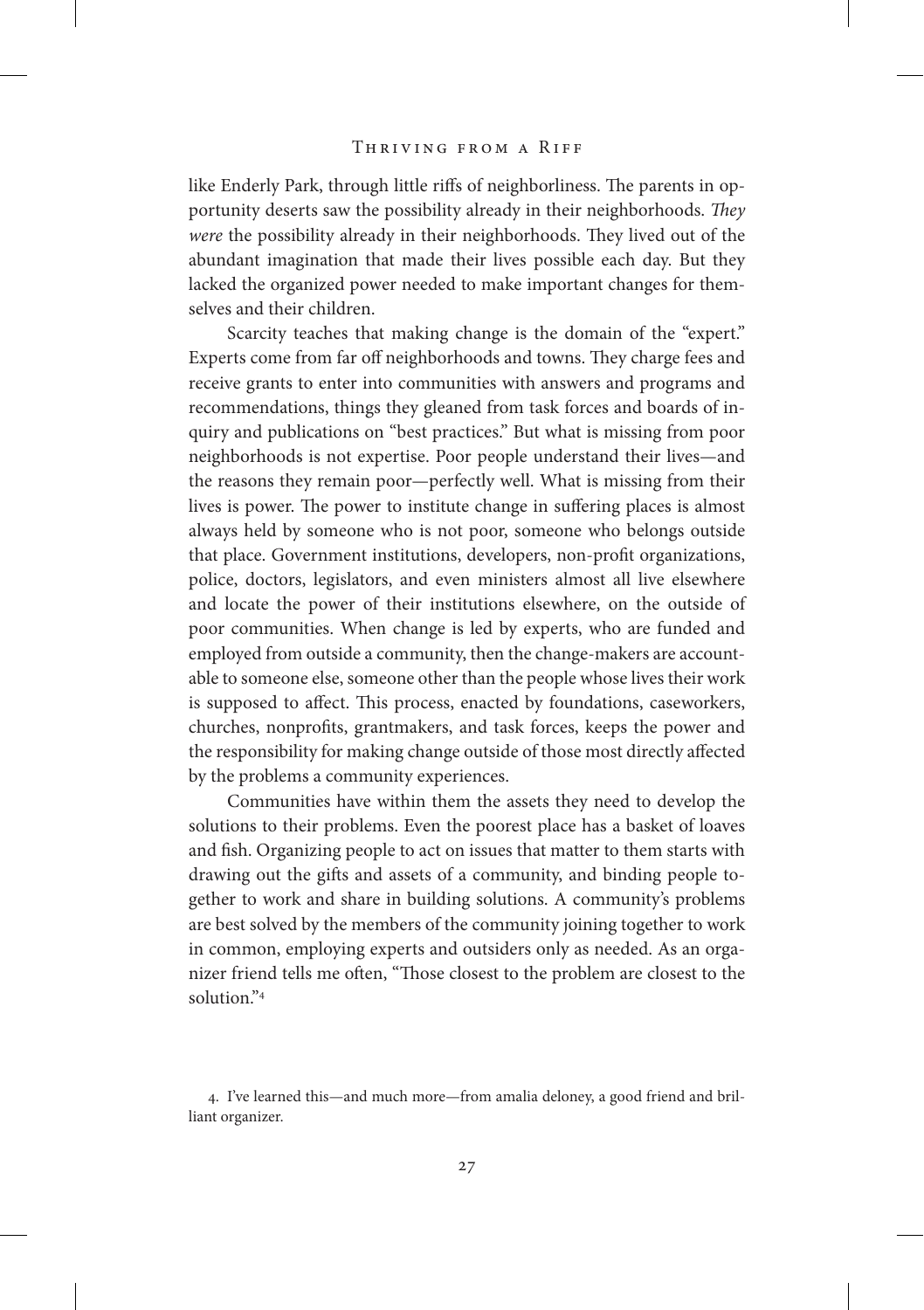like Enderly Park, through little riffs of neighborliness. The parents in opportunity deserts saw the possibility already in their neighborhoods. *They were* the possibility already in their neighborhoods. They lived out of the abundant imagination that made their lives possible each day. But they lacked the organized power needed to make important changes for themselves and their children.

Scarcity teaches that making change is the domain of the "expert." Experts come from far off neighborhoods and towns. They charge fees and receive grants to enter into communities with answers and programs and recommendations, things they gleaned from task forces and boards of inquiry and publications on "best practices." But what is missing from poor neighborhoods is not expertise. Poor people understand their lives—and the reasons they remain poor—perfectly well. What is missing from their lives is power. The power to institute change in suffering places is almost always held by someone who is not poor, someone who belongs outside that place. Government institutions, developers, non-profit organizations, police, doctors, legislators, and even ministers almost all live elsewhere and locate the power of their institutions elsewhere, on the outside of poor communities. When change is led by experts, who are funded and employed from outside a community, then the change-makers are accountable to someone else, someone other than the people whose lives their work is supposed to affect. This process, enacted by foundations, caseworkers, churches, nonprofits, grantmakers, and task forces, keeps the power and the responsibility for making change outside of those most directly affected by the problems a community experiences.

Communities have within them the assets they need to develop the solutions to their problems. Even the poorest place has a basket of loaves and fish. Organizing people to act on issues that matter to them starts with drawing out the gifts and assets of a community, and binding people together to work and share in building solutions. A community's problems are best solved by the members of the community joining together to work in common, employing experts and outsiders only as needed. As an organizer friend tells me often, "Those closest to the problem are closest to the solution."[4]

4. I've learned this—and much more—from amalia deloney, a good friend and brilliant organizer.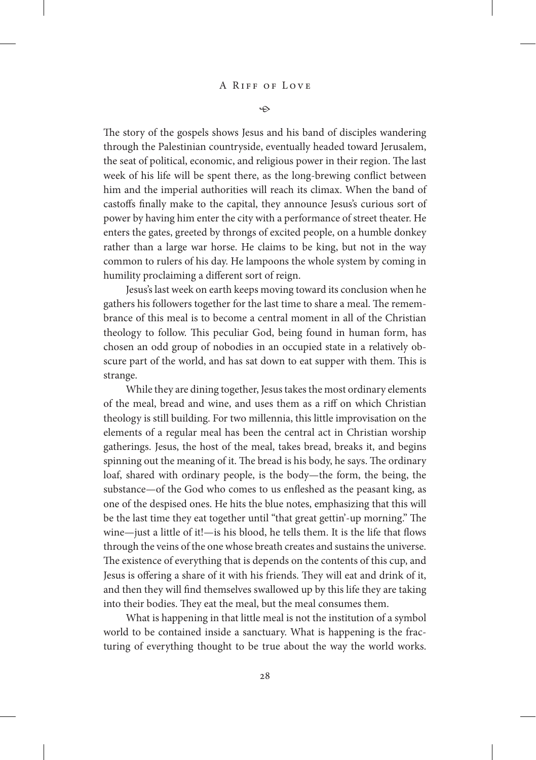The story of the gospels shows Jesus and his band of disciples wandering through the Palestinian countryside, eventually headed toward Jerusalem, the seat of political, economic, and religious power in their region. The last week of his life will be spent there, as the long-brewing conflict between him and the imperial authorities will reach its climax. When the band of castoffs finally make to the capital, they announce Jesus's curious sort of power by having him enter the city with a performance of street theater. He enters the gates, greeted by throngs of excited people, on a humble donkey rather than a large war horse. He claims to be king, but not in the way common to rulers of his day. He lampoons the whole system by coming in humility proclaiming a different sort of reign.

Jesus's last week on earth keeps moving toward its conclusion when he gathers his followers together for the last time to share a meal. The remembrance of this meal is to become a central moment in all of the Christian theology to follow. This peculiar God, being found in human form, has chosen an odd group of nobodies in an occupied state in a relatively obscure part of the world, and has sat down to eat supper with them. This is strange.

While they are dining together, Jesus takes the most ordinary elements of the meal, bread and wine, and uses them as a riff on which Christian theology is still building. For two millennia, this little improvisation on the elements of a regular meal has been the central act in Christian worship gatherings. Jesus, the host of the meal, takes bread, breaks it, and begins spinning out the meaning of it. The bread is his body, he says. The ordinary loaf, shared with ordinary people, is the body—the form, the being, the substance—of the God who comes to us enfleshed as the peasant king, as one of the despised ones. He hits the blue notes, emphasizing that this will be the last time they eat together until "that great gettin'-up morning." The wine—just a little of it!—is his blood, he tells them. It is the life that flows through the veins of the one whose breath creates and sustains the universe. The existence of everything that is depends on the contents of this cup, and Jesus is offering a share of it with his friends. They will eat and drink of it, and then they will find themselves swallowed up by this life they are taking into their bodies. They eat the meal, but the meal consumes them.

What is happening in that little meal is not the institution of a symbol world to be contained inside a sanctuary. What is happening is the fracturing of everything thought to be true about the way the world works.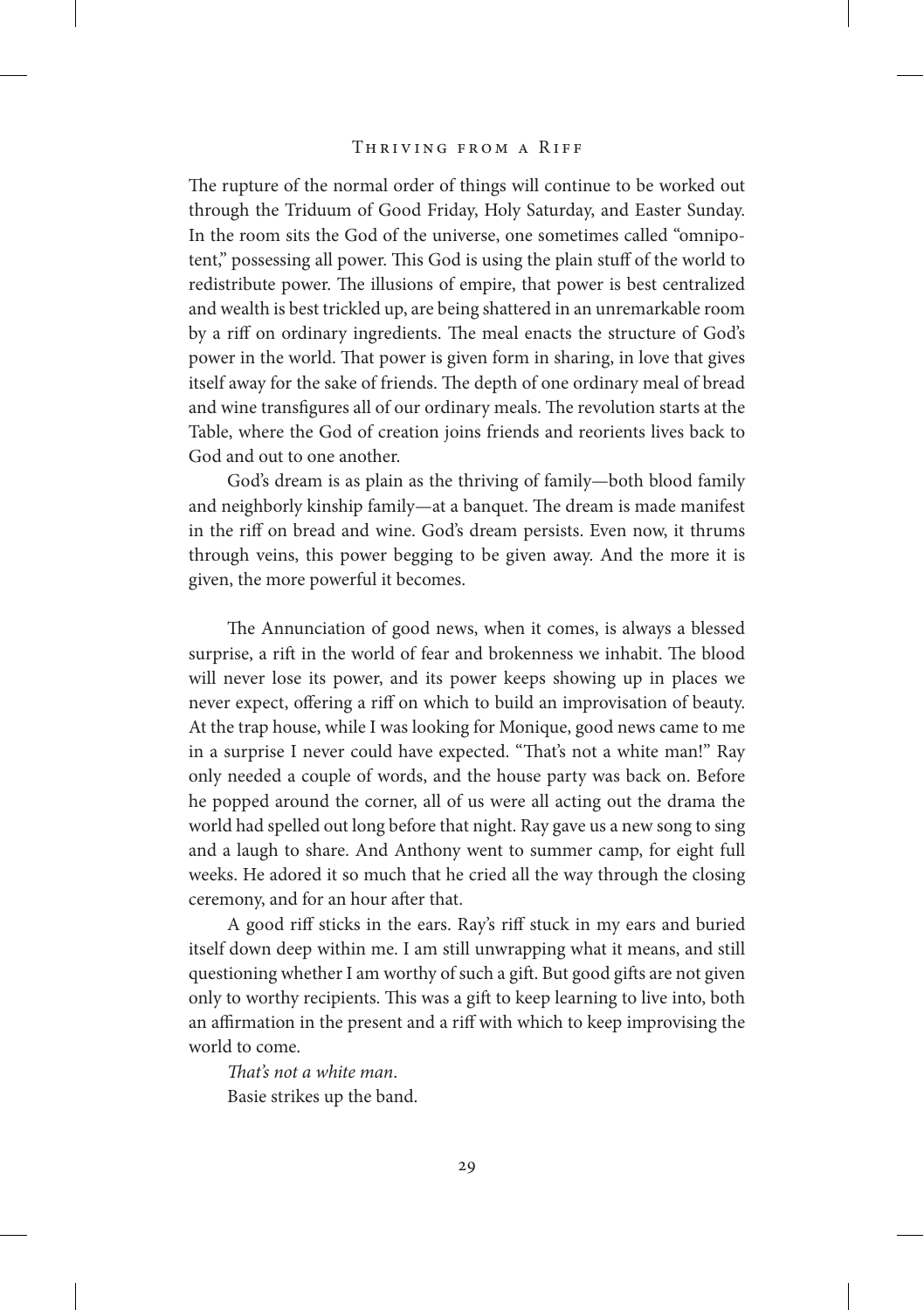The rupture of the normal order of things will continue to be worked out through the Triduum of Good Friday, Holy Saturday, and Easter Sunday. In the room sits the God of the universe, one sometimes called "omnipotent," possessing all power. This God is using the plain stuff of the world to redistribute power. The illusions of empire, that power is best centralized and wealth is best trickled up, are being shattered in an unremarkable room by a riff on ordinary ingredients. The meal enacts the structure of God's power in the world. That power is given form in sharing, in love that gives itself away for the sake of friends. The depth of one ordinary meal of bread and wine transfigures all of our ordinary meals. The revolution starts at the Table, where the God of creation joins friends and reorients lives back to God and out to one another.

God's dream is as plain as the thriving of family—both blood family and neighborly kinship family—at a banquet. The dream is made manifest in the riff on bread and wine. God's dream persists. Even now, it thrums through veins, this power begging to be given away. And the more it is given, the more powerful it becomes.

The Annunciation of good news, when it comes, is always a blessed surprise, a rift in the world of fear and brokenness we inhabit. The blood will never lose its power, and its power keeps showing up in places we never expect, offering a riff on which to build an improvisation of beauty. At the trap house, while I was looking for Monique, good news came to me in a surprise I never could have expected. "That's not a white man!" Ray only needed a couple of words, and the house party was back on. Before he popped around the corner, all of us were all acting out the drama the world had spelled out long before that night. Ray gave us a new song to sing and a laugh to share. And Anthony went to summer camp, for eight full weeks. He adored it so much that he cried all the way through the closing ceremony, and for an hour after that.

A good riff sticks in the ears. Ray's riff stuck in my ears and buried itself down deep within me. I am still unwrapping what it means, and still questioning whether I am worthy of such a gift. But good gifts are not given only to worthy recipients. This was a gift to keep learning to live into, both an affirmation in the present and a riff with which to keep improvising the world to come.

*That's not a white man*.

Basie strikes up the band.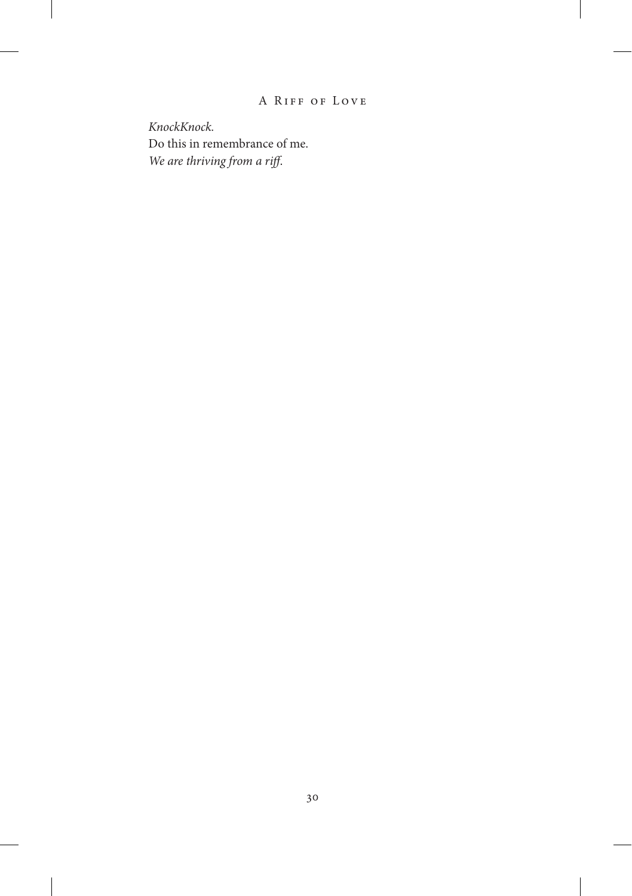*KnockKnock.*
Do this in remembrance of me.
*We are thriving from a riff.*